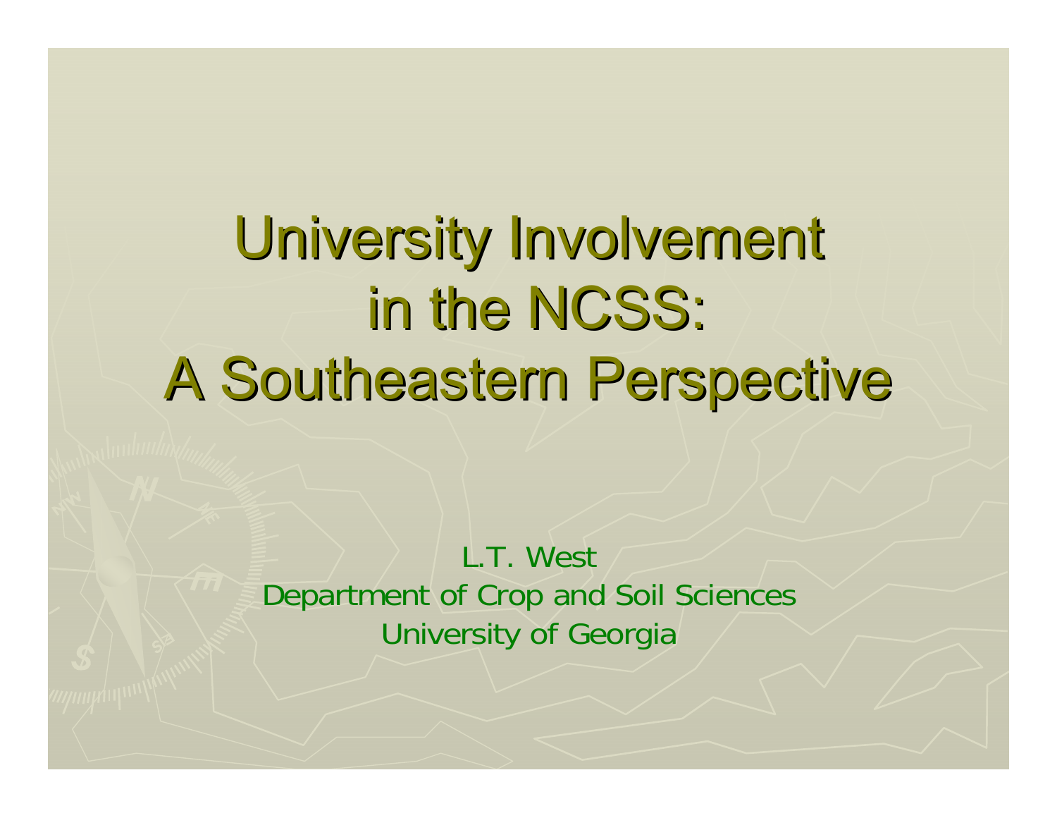# University Involvement in the NCSS: A Southeastern Perspective

L.T. West
Department of Crop and Soil Sciences
University of Georgia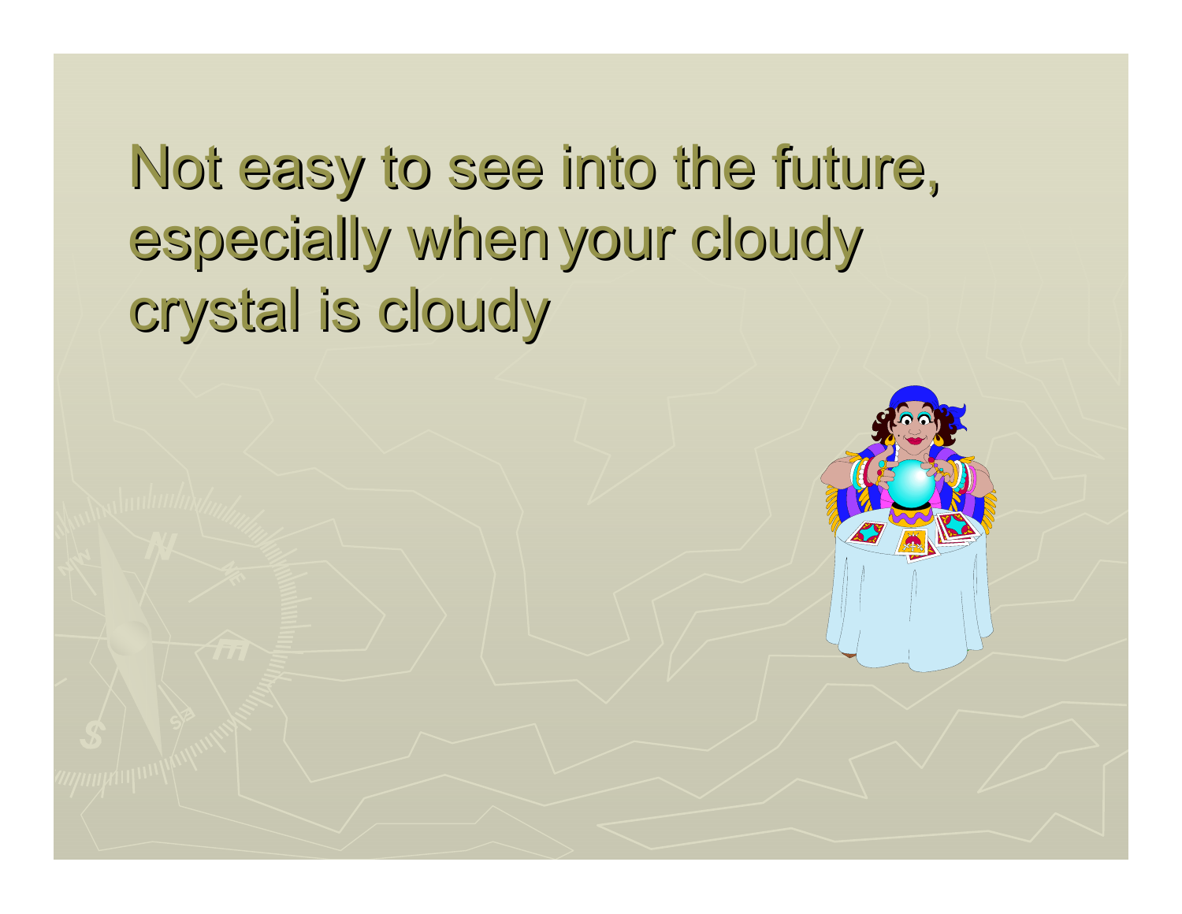Not easy to see into the future, especially when your cloudy crystal is cloudy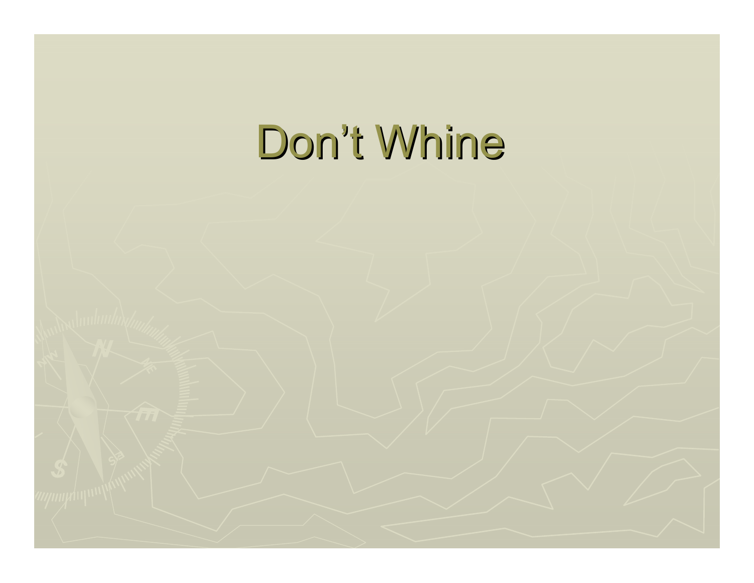# Don’t Whine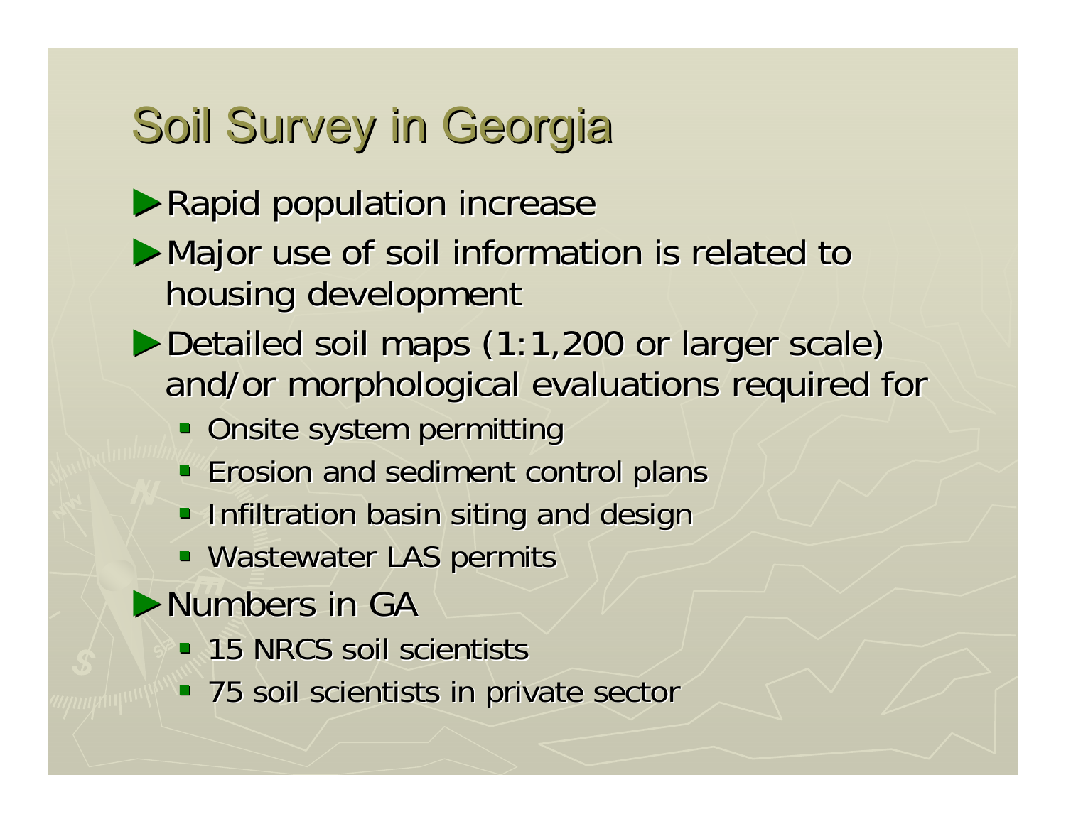# Soil Survey in Georgia

- Rapid population increase
- Major use of soil information is related to housing development
- Detailed soil maps (1:1,200 or larger scale) and/or morphological evaluations required for
  - Onsite system permitting
  - Erosion and sediment control plans
  - Infiltration basin siting and design
  - Wastewater LAS permits
- Numbers in GA
  - 15 NRCS soil scientists
  - 75 soil scientists in private sector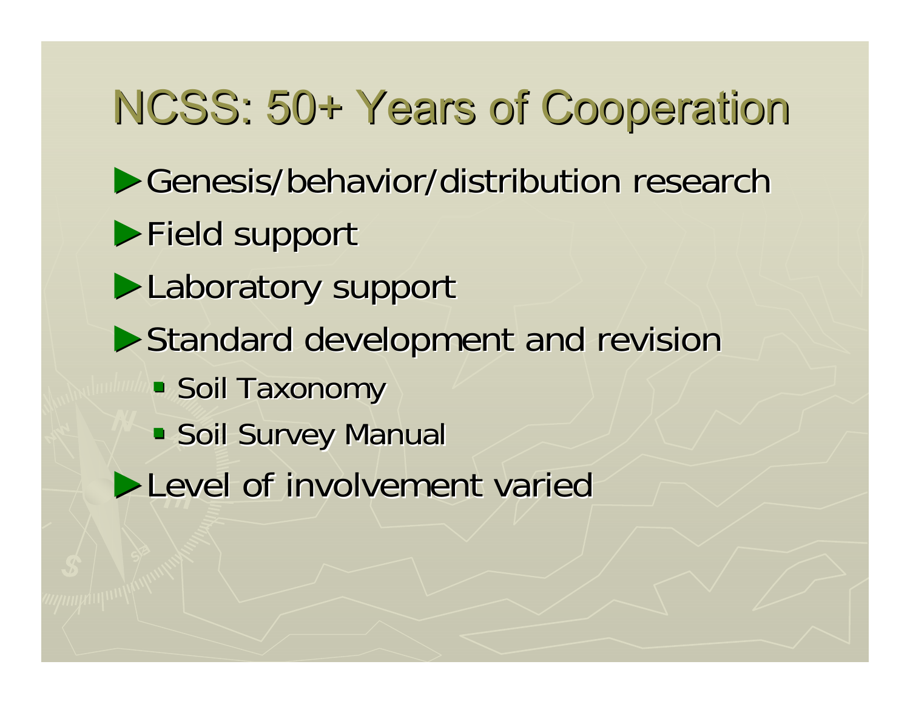# NCSS: 50+ Years of Cooperation

- Genesis/behavior/distribution research
- Field support
- Laboratory support
- Standard development and revision
  - Soil Taxonomy
  - Soil Survey Manual
- Level of involvement varied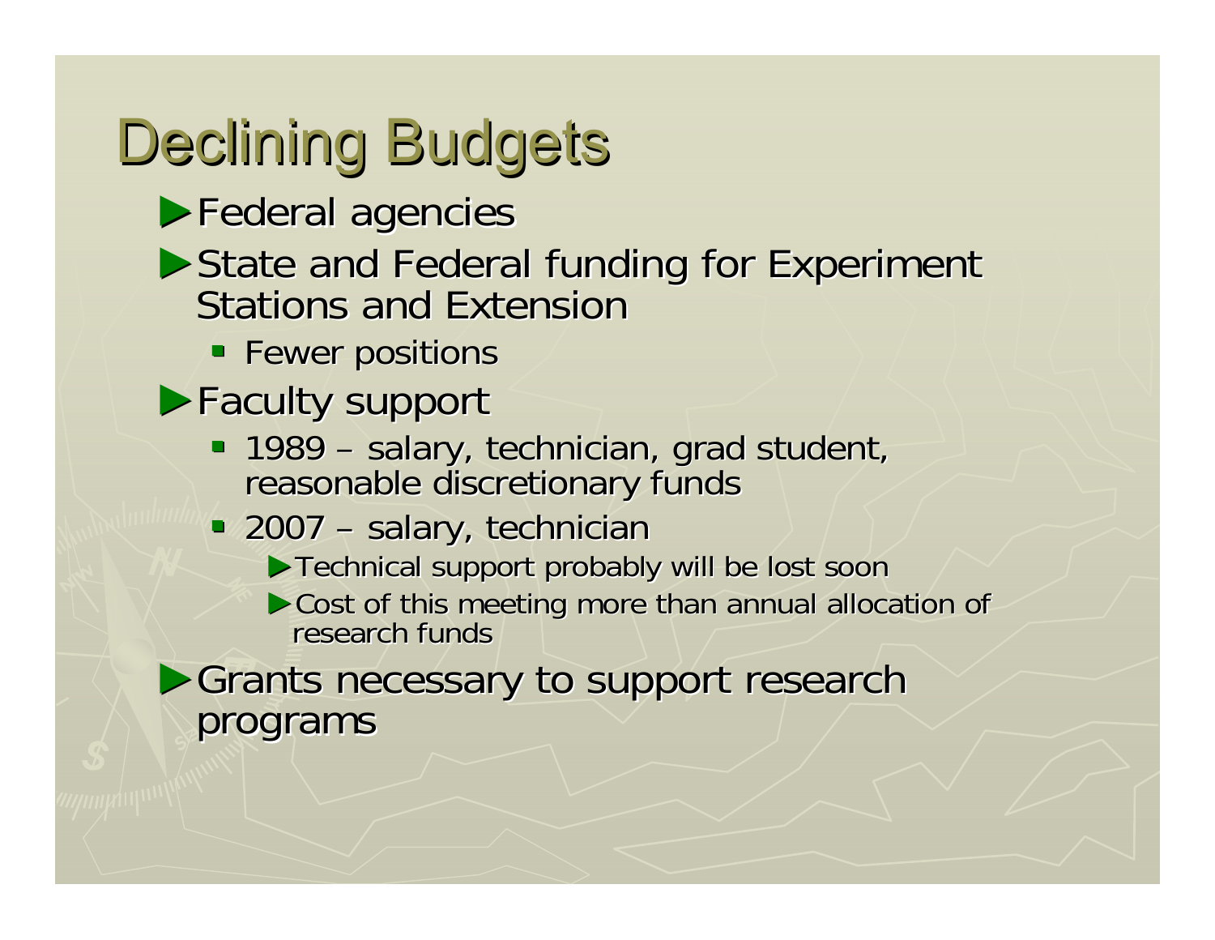# Declining Budgets

- Federal agencies
- State and Federal funding for Experiment Stations and Extension
  - Fewer positions
- Faculty support
  - 1989 – salary, technician, grad student, reasonable discretionary funds
  - 2007 – salary, technician
    - Technical support probably will be lost soon
    - Cost of this meeting more than annual allocation of research funds
- Grants necessary to support research programs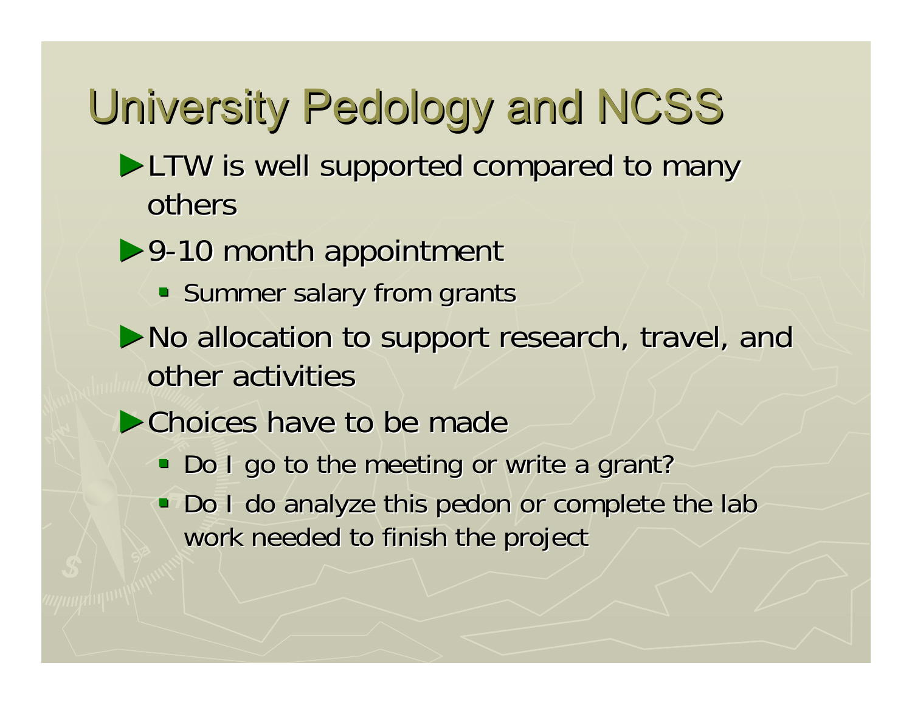# University Pedology and NCSS

- LTW is well supported compared to many others
- 9-10 month appointment
  - Summer salary from grants
- No allocation to support research, travel, and other activities
- Choices have to be made
  - Do I go to the meeting or write a grant?
  - Do I do analyze this pedon or complete the lab work needed to finish the project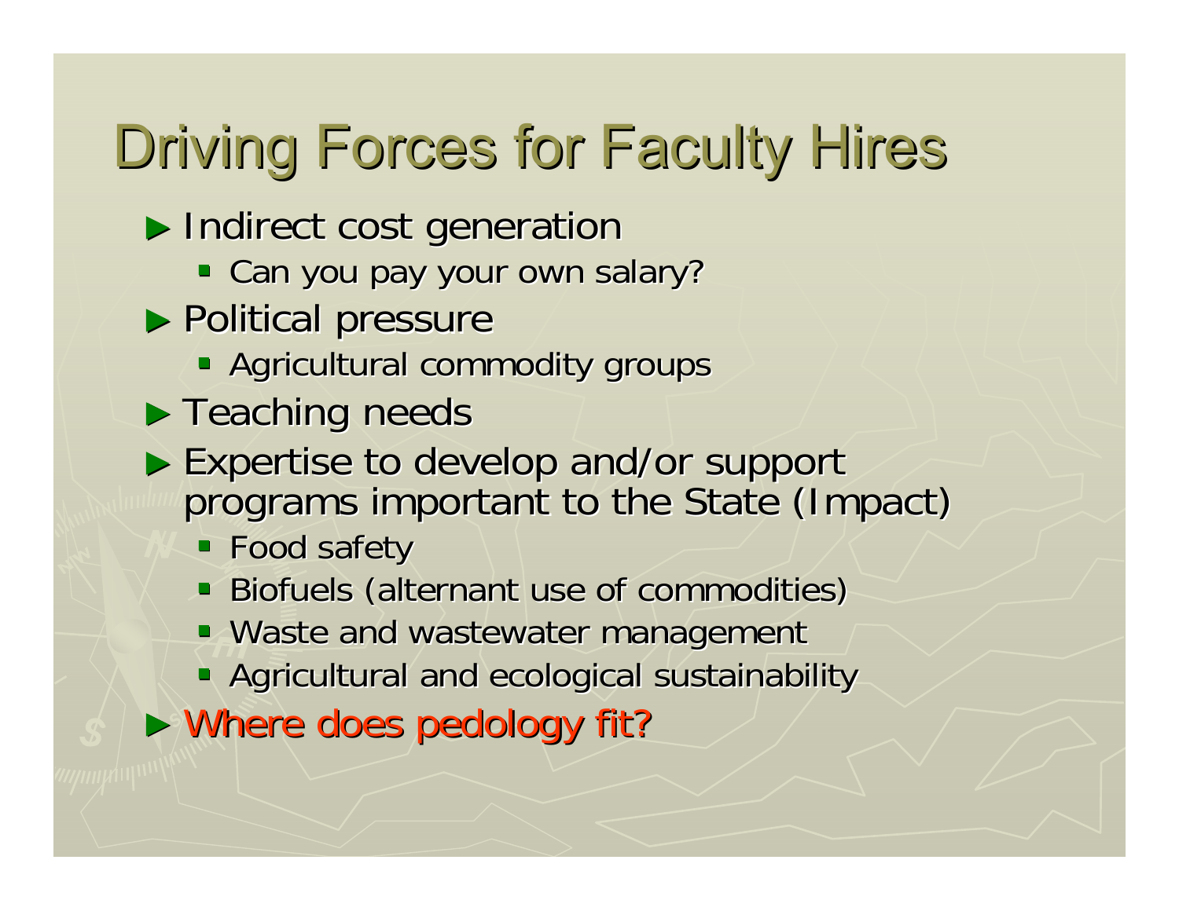# Driving Forces for Faculty Hires

- Indirect cost generation
  - Can you pay your own salary?
- Political pressure
  - Agricultural commodity groups
- Teaching needs
- Expertise to develop and/or support programs important to the State (Impact)
  - Food safety
  - Biofuels (alternant use of commodities)
  - Waste and wastewater management
  - Agricultural and ecological sustainability
- Where does pedology fit?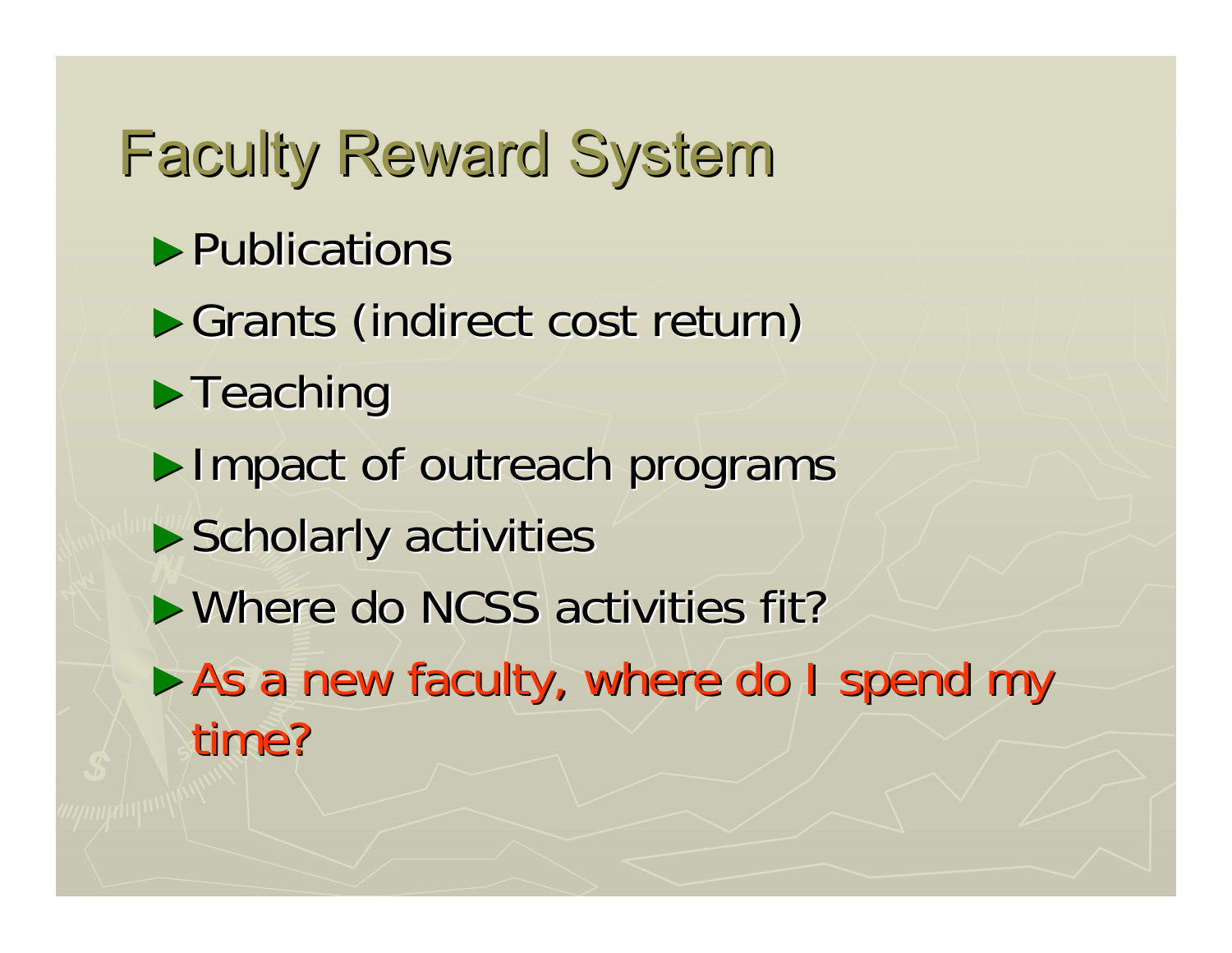# Faculty Reward System

- Publications
- Grants (indirect cost return)
- Teaching
- Impact of outreach programs
- Scholarly activities
- Where do NCSS activities fit?
- As a new faculty, where do I spend my time?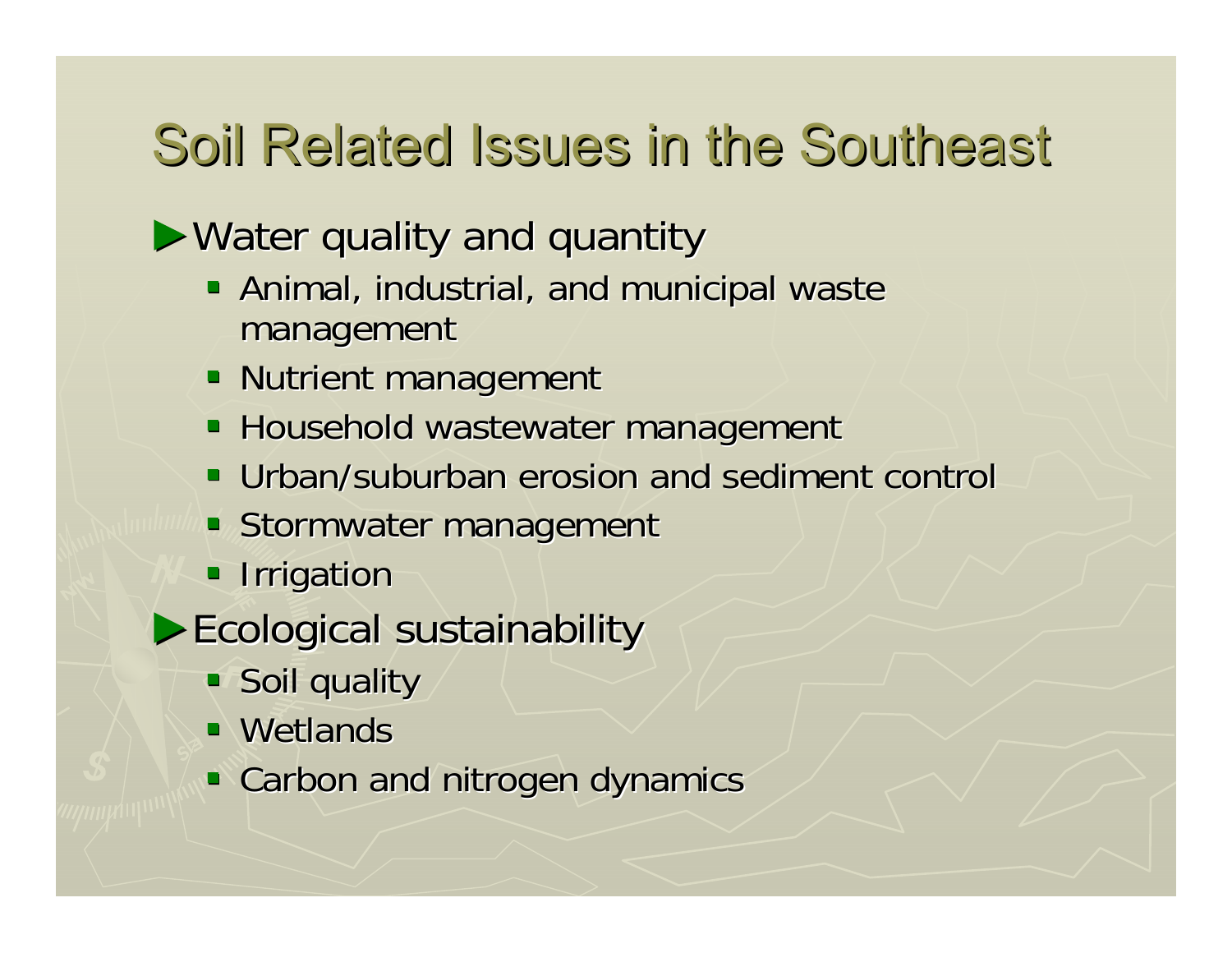# Soil Related Issues in the Southeast

- Water quality and quantity
  - Animal, industrial, and municipal waste management
  - Nutrient management
  - Household wastewater management
  - Urban/suburban erosion and sediment control
  - Stormwater management
  - Irrigation
- Ecological sustainability
  - Soil quality
  - Wetlands
  - Carbon and nitrogen dynamics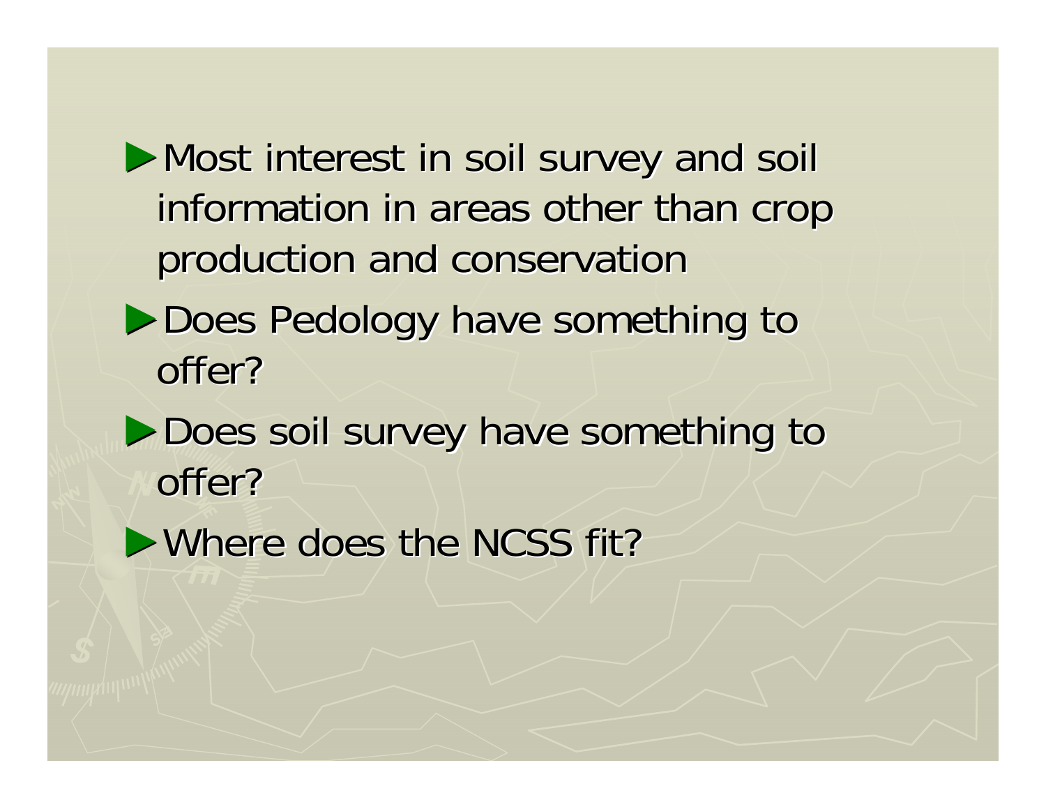- Most interest in soil survey and soil information in areas other than crop production and conservation
- Does Pedology have something to offer?
- Does soil survey have something to offer?
- Where does the NCSS fit?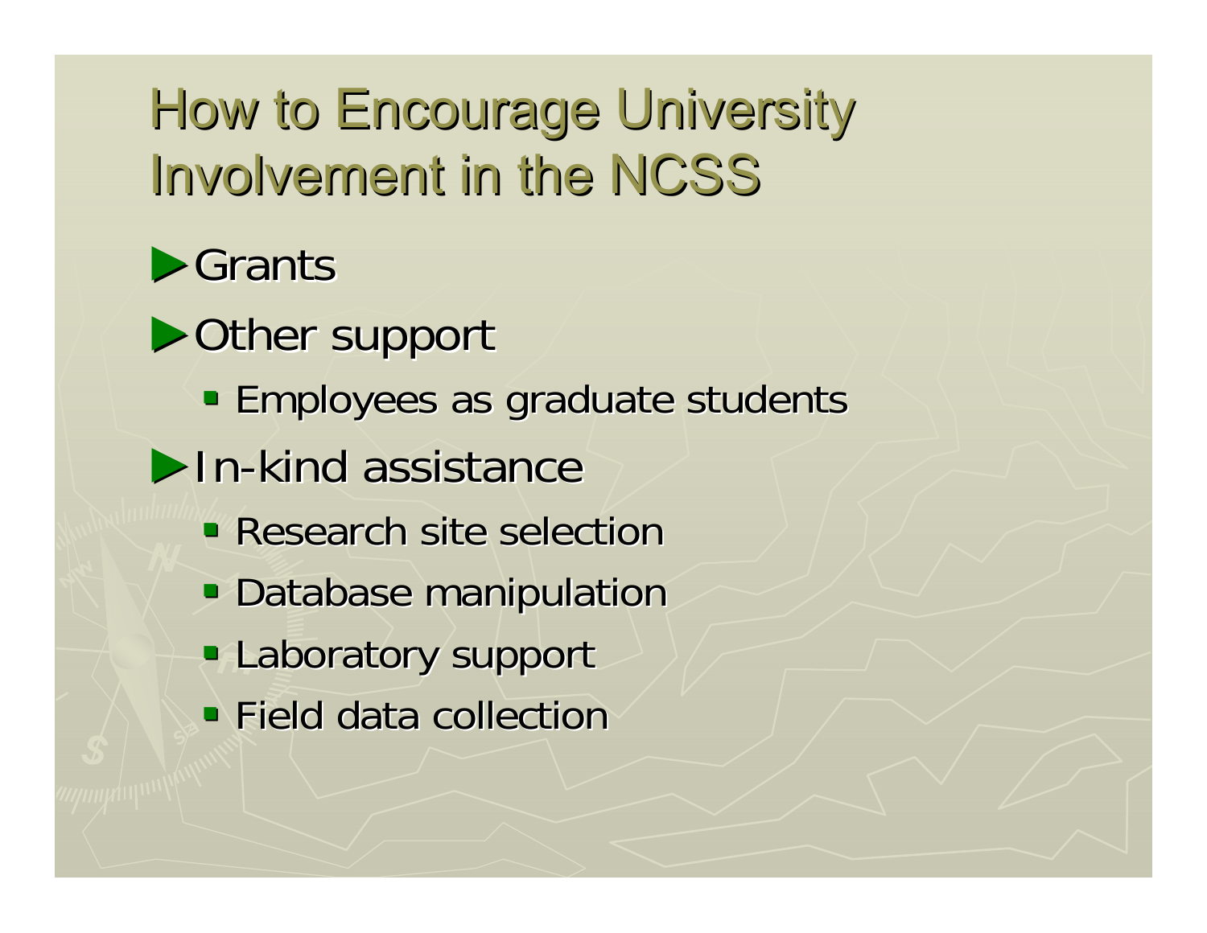# How to Encourage University Involvement in the NCSS

- Grants
- Other support
  - Employees as graduate students
- In-kind assistance
  - Research site selection
  - Database manipulation
  - Laboratory support
  - Field data collection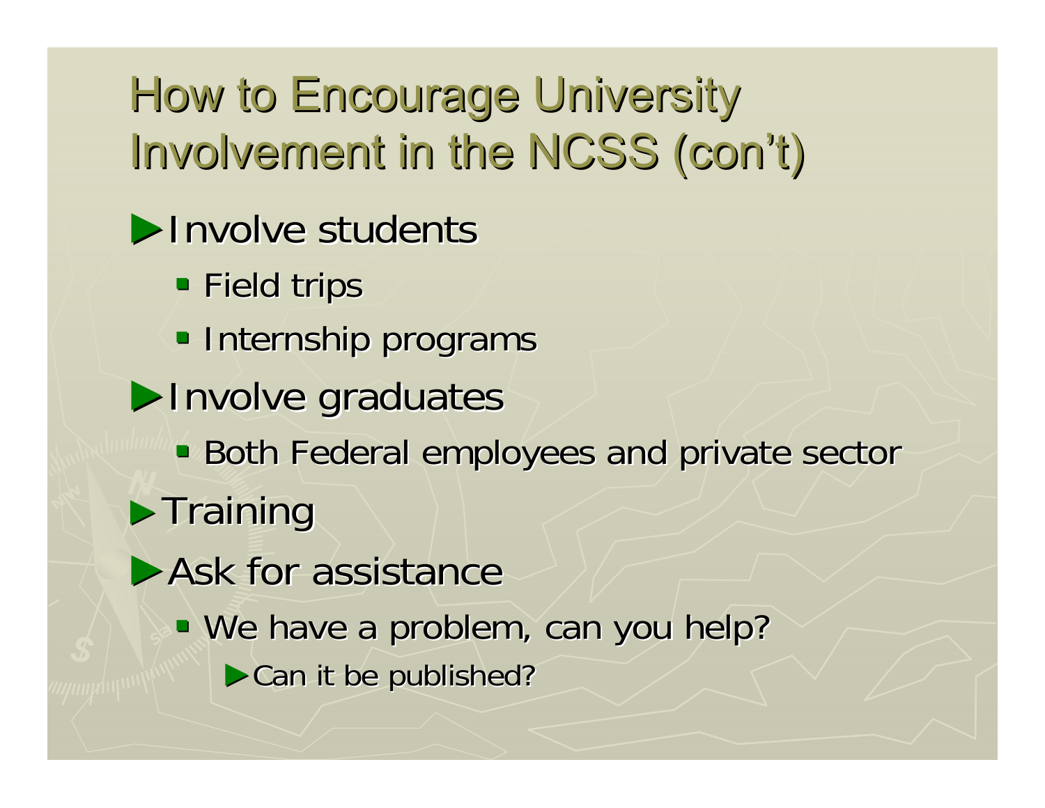# How to Encourage University Involvement in the NCSS (con't)

- Involve students
  - Field trips
  - Internship programs
- Involve graduates
  - Both Federal employees and private sector
- Training
- Ask for assistance
  - We have a problem, can you help?
    - Can it be published?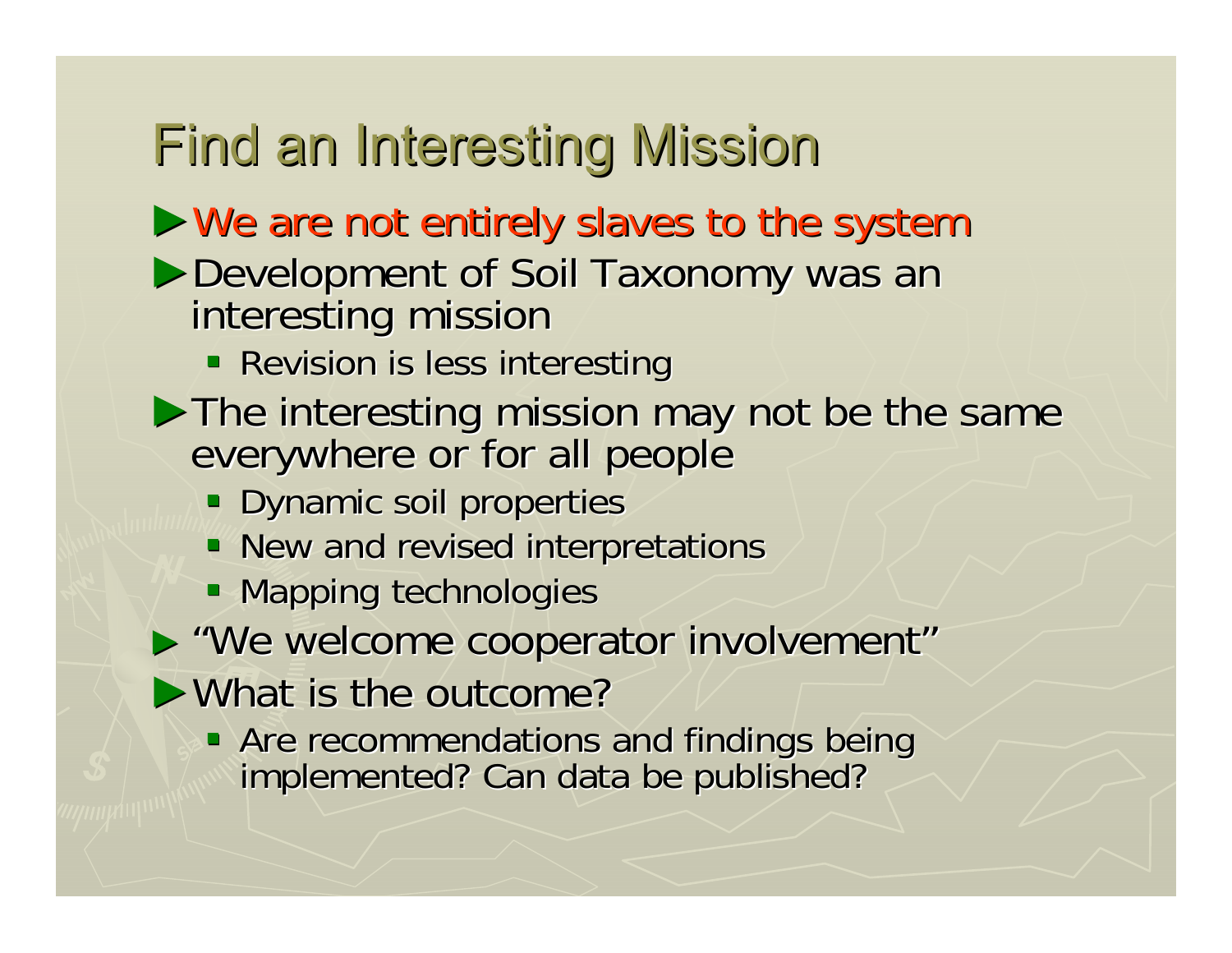# Find an Interesting Mission

- We are not entirely slaves to the system
- Development of Soil Taxonomy was an interesting mission
  - Revision is less interesting
- The interesting mission may not be the same everywhere or for all people
  - Dynamic soil properties
  - New and revised interpretations
  - Mapping technologies
- "We welcome cooperator involvement"
- What is the outcome?
  - Are recommendations and findings being implemented? Can data be published?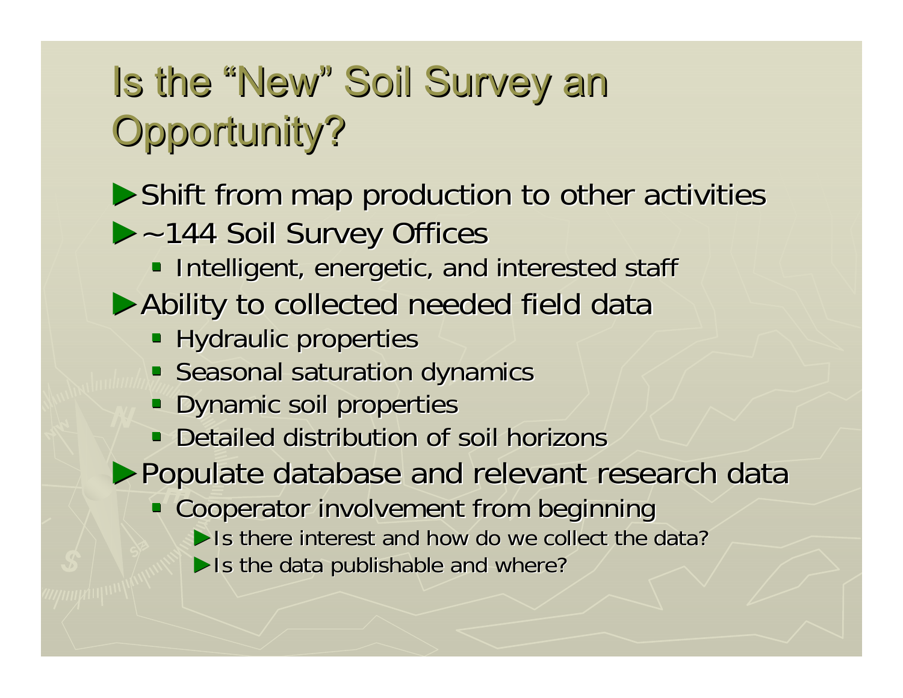# Is the "New" Soil Survey an Opportunity?

- Shift from map production to other activities
- ~144 Soil Survey Offices
  - Intelligent, energetic, and interested staff
- Ability to collected needed field data
  - Hydraulic properties
  - Seasonal saturation dynamics
  - Dynamic soil properties
  - Detailed distribution of soil horizons
- Populate database and relevant research data
  - Cooperator involvement from beginning
    - Is there interest and how do we collect the data?
    - Is the data publishable and where?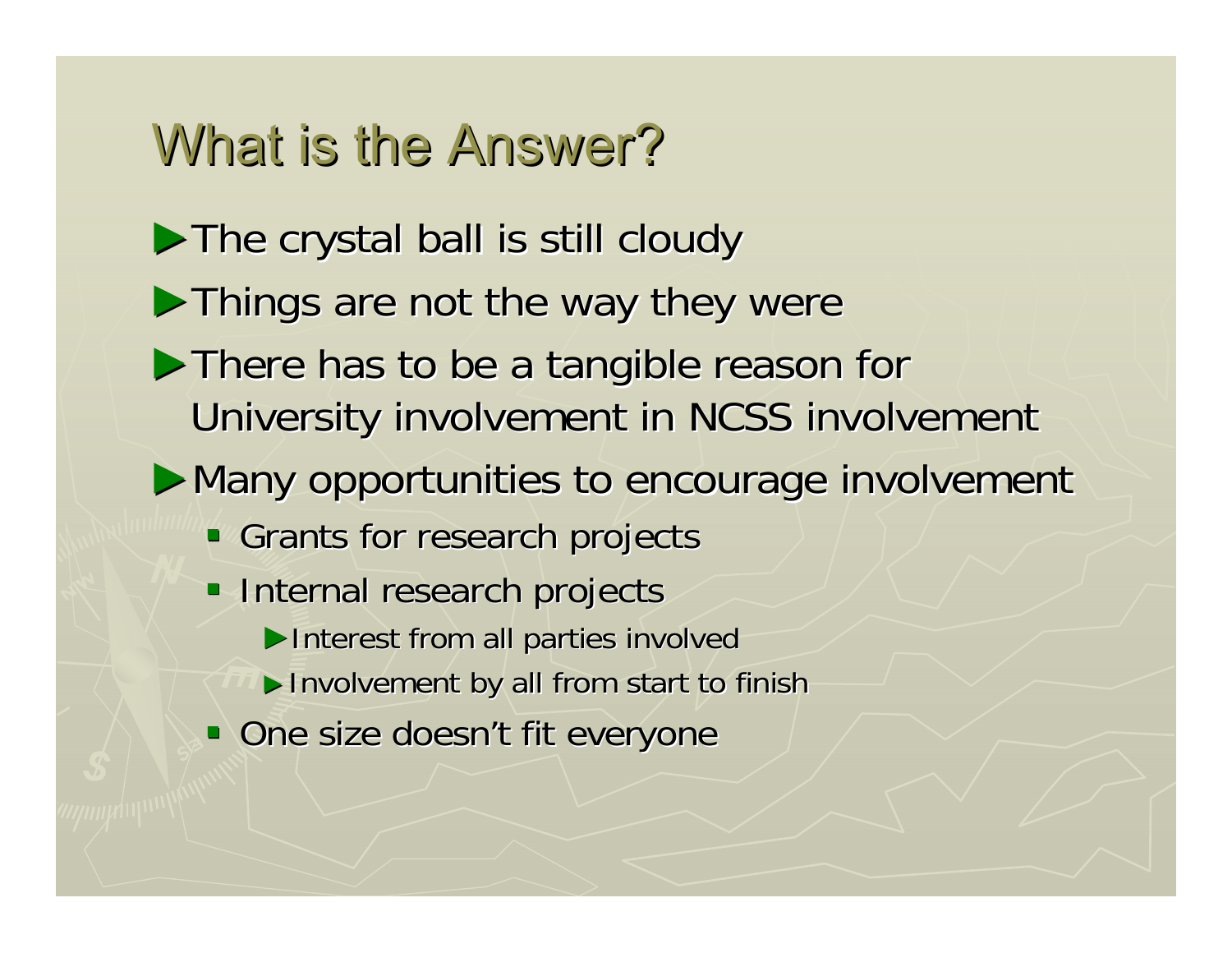# What is the Answer?

- The crystal ball is still cloudy
- Things are not the way they were
- There has to be a tangible reason for University involvement in NCSS involvement
- Many opportunities to encourage involvement
  - Grants for research projects
  - Internal research projects
    - Interest from all parties involved
    - Involvement by all from start to finish
  - One size doesn't fit everyone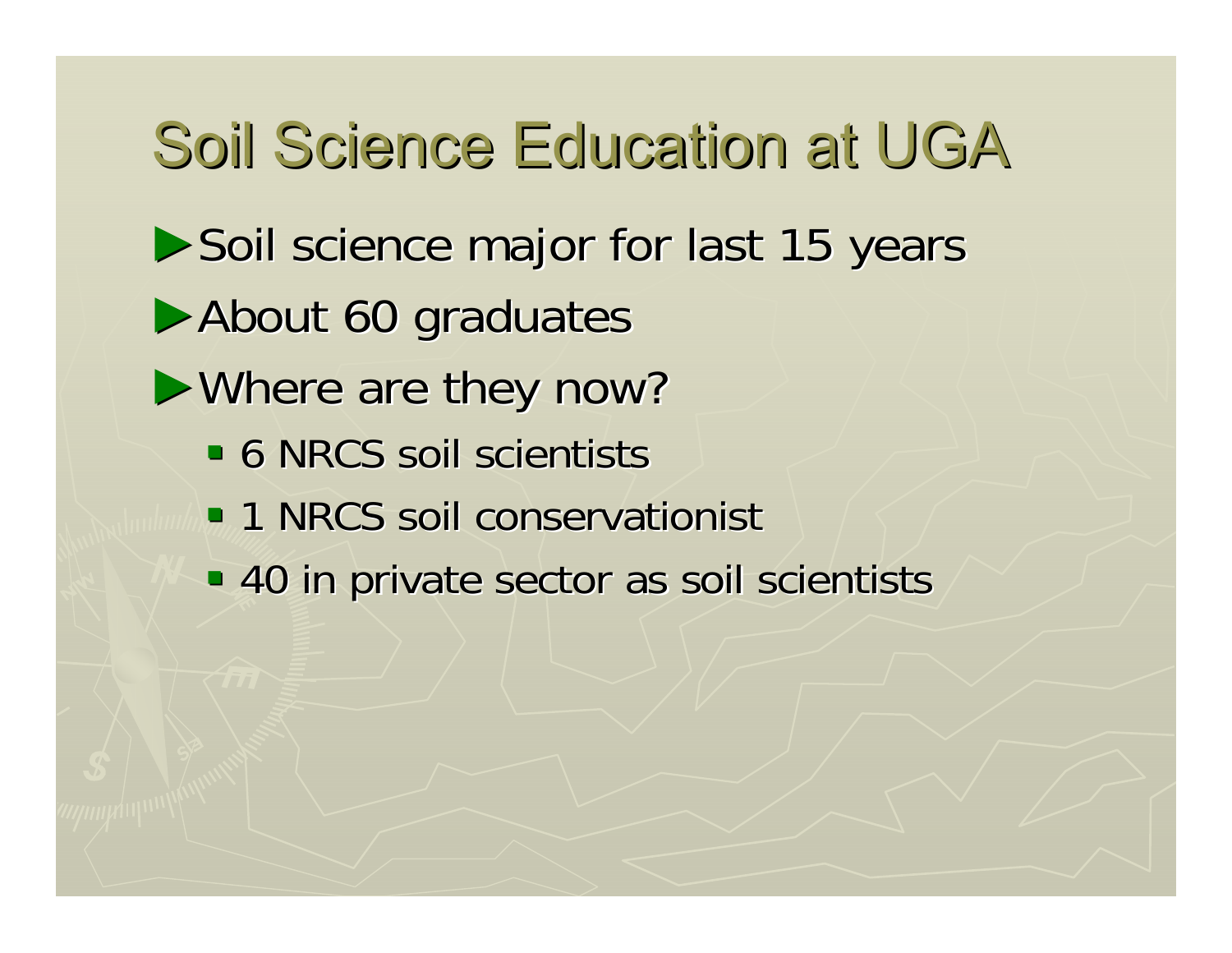# Soil Science Education at UGA

- Soil science major for last 15 years
- About 60 graduates
- Where are they now?
  - 6 NRCS soil scientists
  - 1 NRCS soil conservationist
  - 40 in private sector as soil scientists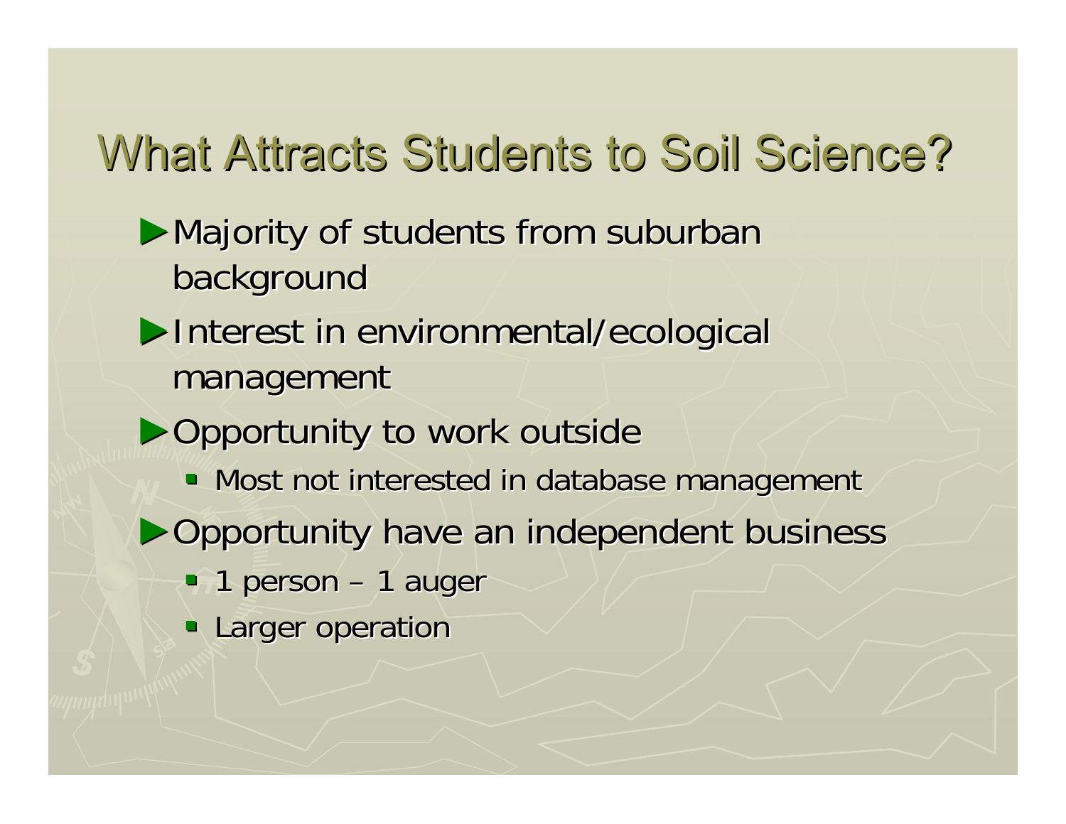# What Attracts Students to Soil Science?

- Majority of students from suburban background
- Interest in environmental/ecological management
- Opportunity to work outside
  - Most not interested in database management
- Opportunity have an independent business
  - 1 person – 1 auger
  - Larger operation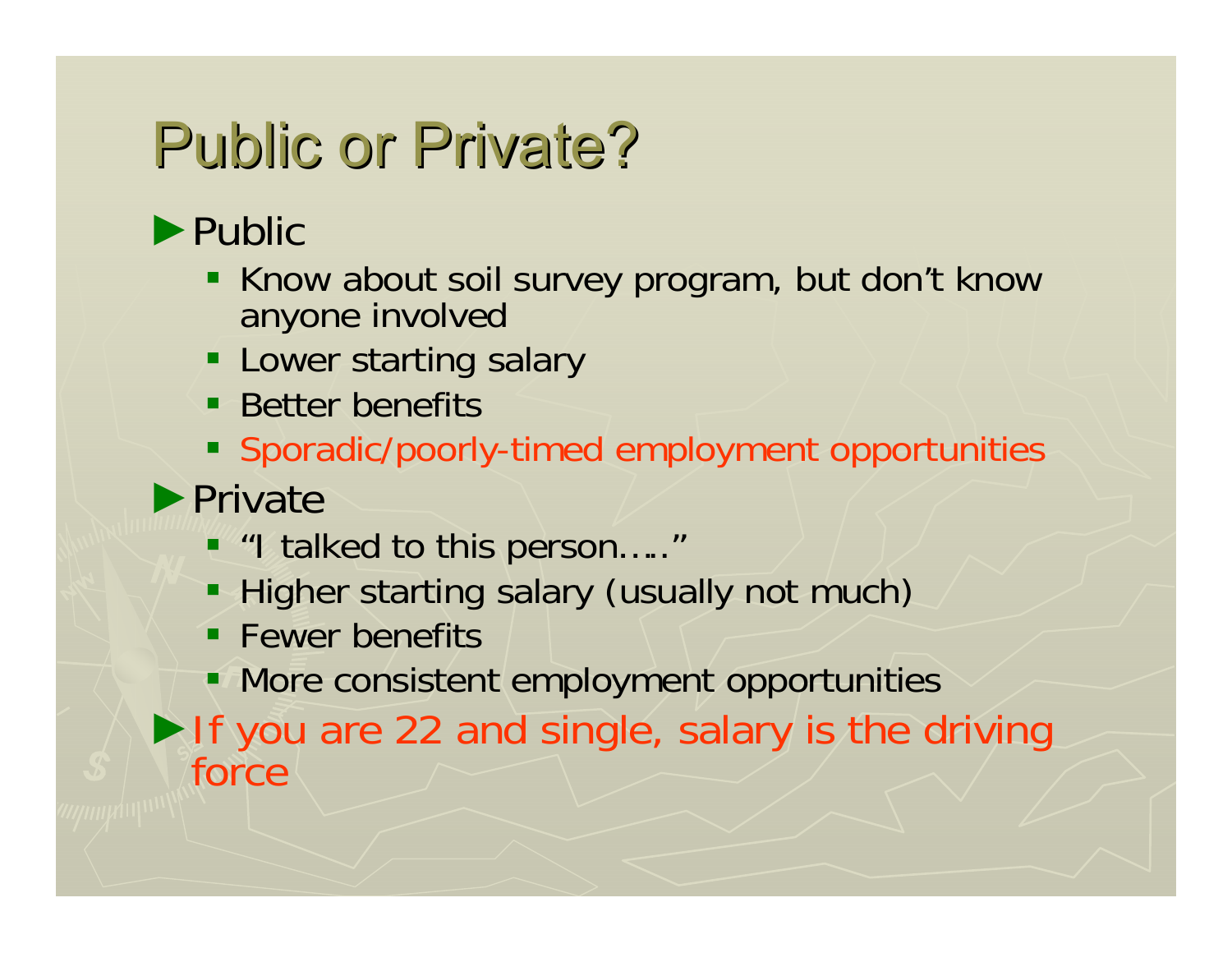# Public or Private?

- Public
  - Know about soil survey program, but don't know anyone involved
  - Lower starting salary
  - Better benefits
  - Sporadic/poorly-timed employment opportunities
- Private
  - "I talked to this person….."
  - Higher starting salary (usually not much)
  - Fewer benefits
  - More consistent employment opportunities
- If you are 22 and single, salary is the driving force